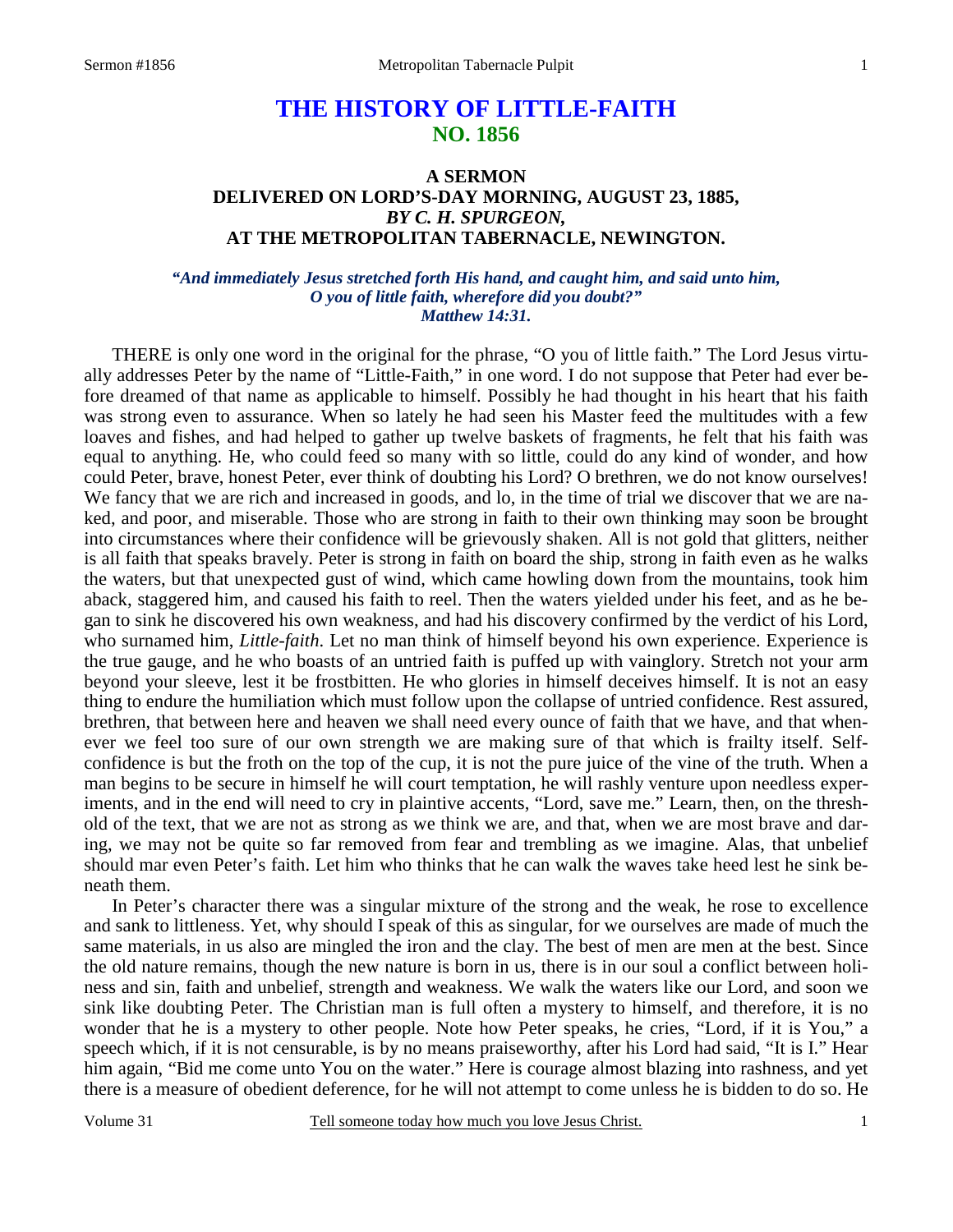# THE HISTORY OF LITTLE-FAITH
## NO. 1856

### A SERMON
### DELIVERED ON LORD'S-DAY MORNING, AUGUST 23, 1885,
### *BY C. H. SPURGEON,*
### AT THE METROPOLITAN TABERNACLE, NEWINGTON.

***"And immediately Jesus stretched forth His hand, and caught him, and said unto him, O you of little faith, wherefore did you doubt?" Matthew 14:31.***

THERE is only one word in the original for the phrase, "O you of little faith." The Lord Jesus virtually addresses Peter by the name of "Little-Faith," in one word. I do not suppose that Peter had ever before dreamed of that name as applicable to himself. Possibly he had thought in his heart that his faith was strong even to assurance. When so lately he had seen his Master feed the multitudes with a few loaves and fishes, and had helped to gather up twelve baskets of fragments, he felt that his faith was equal to anything. He, who could feed so many with so little, could do any kind of wonder, and how could Peter, brave, honest Peter, ever think of doubting his Lord? O brethren, we do not know ourselves! We fancy that we are rich and increased in goods, and lo, in the time of trial we discover that we are naked, and poor, and miserable. Those who are strong in faith to their own thinking may soon be brought into circumstances where their confidence will be grievously shaken. All is not gold that glitters, neither is all faith that speaks bravely. Peter is strong in faith on board the ship, strong in faith even as he walks the waters, but that unexpected gust of wind, which came howling down from the mountains, took him aback, staggered him, and caused his faith to reel. Then the waters yielded under his feet, and as he began to sink he discovered his own weakness, and had his discovery confirmed by the verdict of his Lord, who surnamed him, *Little-faith*. Let no man think of himself beyond his own experience. Experience is the true gauge, and he who boasts of an untried faith is puffed up with vainglory. Stretch not your arm beyond your sleeve, lest it be frostbitten. He who glories in himself deceives himself. It is not an easy thing to endure the humiliation which must follow upon the collapse of untried confidence. Rest assured, brethren, that between here and heaven we shall need every ounce of faith that we have, and that whenever we feel too sure of our own strength we are making sure of that which is frailty itself. Self-confidence is but the froth on the top of the cup, it is not the pure juice of the vine of the truth. When a man begins to be secure in himself he will court temptation, he will rashly venture upon needless experiments, and in the end will need to cry in plaintive accents, "Lord, save me." Learn, then, on the threshold of the text, that we are not as strong as we think we are, and that, when we are most brave and daring, we may not be quite so far removed from fear and trembling as we imagine. Alas, that unbelief should mar even Peter's faith. Let him who thinks that he can walk the waves take heed lest he sink beneath them.

In Peter's character there was a singular mixture of the strong and the weak, he rose to excellence and sank to littleness. Yet, why should I speak of this as singular, for we ourselves are made of much the same materials, in us also are mingled the iron and the clay. The best of men are men at the best. Since the old nature remains, though the new nature is born in us, there is in our soul a conflict between holiness and sin, faith and unbelief, strength and weakness. We walk the waters like our Lord, and soon we sink like doubting Peter. The Christian man is full often a mystery to himself, and therefore, it is no wonder that he is a mystery to other people. Note how Peter speaks, he cries, "Lord, if it is You," a speech which, if it is not censurable, is by no means praiseworthy, after his Lord had said, "It is I." Hear him again, "Bid me come unto You on the water." Here is courage almost blazing into rashness, and yet there is a measure of obedient deference, for he will not attempt to come unless he is bidden to do so. He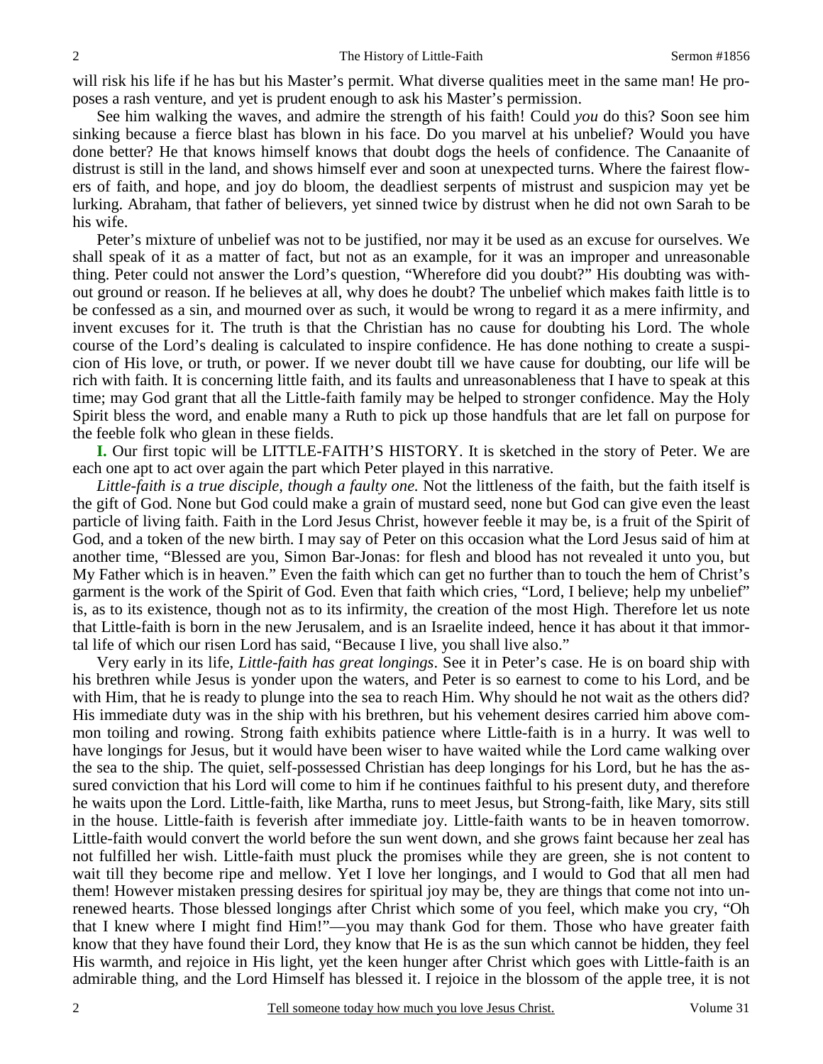will risk his life if he has but his Master's permit. What diverse qualities meet in the same man! He proposes a rash venture, and yet is prudent enough to ask his Master's permission.

See him walking the waves, and admire the strength of his faith! Could *you* do this? Soon see him sinking because a fierce blast has blown in his face. Do you marvel at his unbelief? Would you have done better? He that knows himself knows that doubt dogs the heels of confidence. The Canaanite of distrust is still in the land, and shows himself ever and soon at unexpected turns. Where the fairest flowers of faith, and hope, and joy do bloom, the deadliest serpents of mistrust and suspicion may yet be lurking. Abraham, that father of believers, yet sinned twice by distrust when he did not own Sarah to be his wife.

Peter's mixture of unbelief was not to be justified, nor may it be used as an excuse for ourselves. We shall speak of it as a matter of fact, but not as an example, for it was an improper and unreasonable thing. Peter could not answer the Lord's question, "Wherefore did you doubt?" His doubting was without ground or reason. If he believes at all, why does he doubt? The unbelief which makes faith little is to be confessed as a sin, and mourned over as such, it would be wrong to regard it as a mere infirmity, and invent excuses for it. The truth is that the Christian has no cause for doubting his Lord. The whole course of the Lord's dealing is calculated to inspire confidence. He has done nothing to create a suspicion of His love, or truth, or power. If we never doubt till we have cause for doubting, our life will be rich with faith. It is concerning little faith, and its faults and unreasonableness that I have to speak at this time; may God grant that all the Little-faith family may be helped to stronger confidence. May the Holy Spirit bless the word, and enable many a Ruth to pick up those handfuls that are let fall on purpose for the feeble folk who glean in these fields.

**I.** Our first topic will be LITTLE-FAITH'S HISTORY. It is sketched in the story of Peter. We are each one apt to act over again the part which Peter played in this narrative.

*Little-faith is a true disciple, though a faulty one.* Not the littleness of the faith, but the faith itself is the gift of God. None but God could make a grain of mustard seed, none but God can give even the least particle of living faith. Faith in the Lord Jesus Christ, however feeble it may be, is a fruit of the Spirit of God, and a token of the new birth. I may say of Peter on this occasion what the Lord Jesus said of him at another time, "Blessed are you, Simon Bar-Jonas: for flesh and blood has not revealed it unto you, but My Father which is in heaven." Even the faith which can get no further than to touch the hem of Christ's garment is the work of the Spirit of God. Even that faith which cries, "Lord, I believe; help my unbelief" is, as to its existence, though not as to its infirmity, the creation of the most High. Therefore let us note that Little-faith is born in the new Jerusalem, and is an Israelite indeed, hence it has about it that immortal life of which our risen Lord has said, "Because I live, you shall live also."

Very early in its life, *Little-faith has great longings*. See it in Peter's case. He is on board ship with his brethren while Jesus is yonder upon the waters, and Peter is so earnest to come to his Lord, and be with Him, that he is ready to plunge into the sea to reach Him. Why should he not wait as the others did? His immediate duty was in the ship with his brethren, but his vehement desires carried him above common toiling and rowing. Strong faith exhibits patience where Little-faith is in a hurry. It was well to have longings for Jesus, but it would have been wiser to have waited while the Lord came walking over the sea to the ship. The quiet, self-possessed Christian has deep longings for his Lord, but he has the assured conviction that his Lord will come to him if he continues faithful to his present duty, and therefore he waits upon the Lord. Little-faith, like Martha, runs to meet Jesus, but Strong-faith, like Mary, sits still in the house. Little-faith is feverish after immediate joy. Little-faith wants to be in heaven tomorrow. Little-faith would convert the world before the sun went down, and she grows faint because her zeal has not fulfilled her wish. Little-faith must pluck the promises while they are green, she is not content to wait till they become ripe and mellow. Yet I love her longings, and I would to God that all men had them! However mistaken pressing desires for spiritual joy may be, they are things that come not into unrenewed hearts. Those blessed longings after Christ which some of you feel, which make you cry, "Oh that I knew where I might find Him!"—you may thank God for them. Those who have greater faith know that they have found their Lord, they know that He is as the sun which cannot be hidden, they feel His warmth, and rejoice in His light, yet the keen hunger after Christ which goes with Little-faith is an admirable thing, and the Lord Himself has blessed it. I rejoice in the blossom of the apple tree, it is not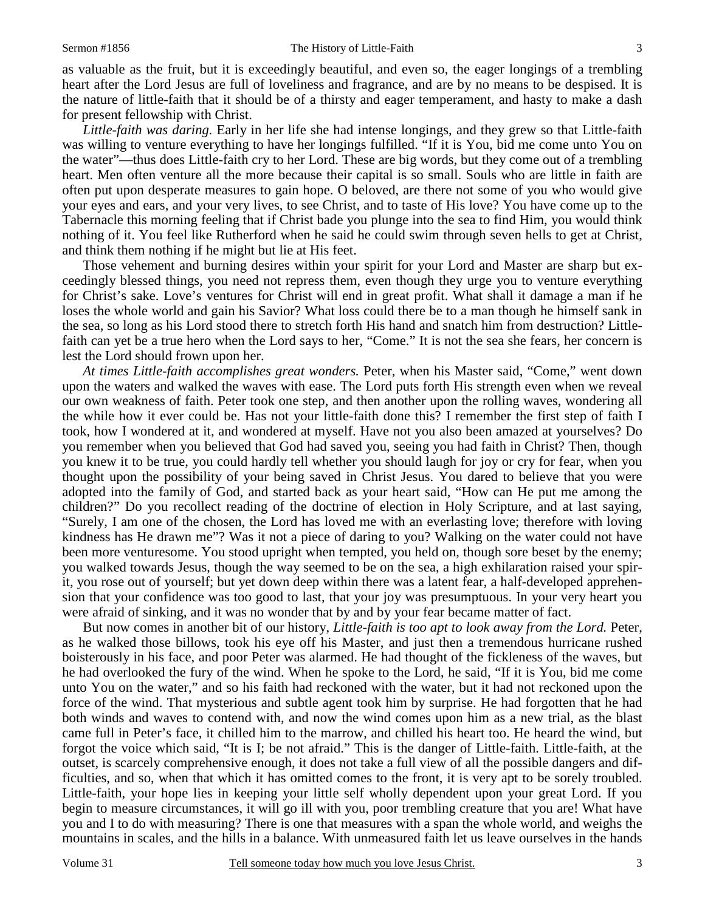as valuable as the fruit, but it is exceedingly beautiful, and even so, the eager longings of a trembling heart after the Lord Jesus are full of loveliness and fragrance, and are by no means to be despised. It is the nature of little-faith that it should be of a thirsty and eager temperament, and hasty to make a dash for present fellowship with Christ.

*Little-faith was daring.* Early in her life she had intense longings, and they grew so that Little-faith was willing to venture everything to have her longings fulfilled. "If it is You, bid me come unto You on the water"—thus does Little-faith cry to her Lord. These are big words, but they come out of a trembling heart. Men often venture all the more because their capital is so small. Souls who are little in faith are often put upon desperate measures to gain hope. O beloved, are there not some of you who would give your eyes and ears, and your very lives, to see Christ, and to taste of His love? You have come up to the Tabernacle this morning feeling that if Christ bade you plunge into the sea to find Him, you would think nothing of it. You feel like Rutherford when he said he could swim through seven hells to get at Christ, and think them nothing if he might but lie at His feet.

Those vehement and burning desires within your spirit for your Lord and Master are sharp but exceedingly blessed things, you need not repress them, even though they urge you to venture everything for Christ's sake. Love's ventures for Christ will end in great profit. What shall it damage a man if he loses the whole world and gain his Savior? What loss could there be to a man though he himself sank in the sea, so long as his Lord stood there to stretch forth His hand and snatch him from destruction? Little-faith can yet be a true hero when the Lord says to her, "Come." It is not the sea she fears, her concern is lest the Lord should frown upon her.

*At times Little-faith accomplishes great wonders.* Peter, when his Master said, "Come," went down upon the waters and walked the waves with ease. The Lord puts forth His strength even when we reveal our own weakness of faith. Peter took one step, and then another upon the rolling waves, wondering all the while how it ever could be. Has not your little-faith done this? I remember the first step of faith I took, how I wondered at it, and wondered at myself. Have not you also been amazed at yourselves? Do you remember when you believed that God had saved you, seeing you had faith in Christ? Then, though you knew it to be true, you could hardly tell whether you should laugh for joy or cry for fear, when you thought upon the possibility of your being saved in Christ Jesus. You dared to believe that you were adopted into the family of God, and started back as your heart said, "How can He put me among the children?" Do you recollect reading of the doctrine of election in Holy Scripture, and at last saying, "Surely, I am one of the chosen, the Lord has loved me with an everlasting love; therefore with loving kindness has He drawn me"? Was it not a piece of daring to you? Walking on the water could not have been more venturesome. You stood upright when tempted, you held on, though sore beset by the enemy; you walked towards Jesus, though the way seemed to be on the sea, a high exhilaration raised your spirit, you rose out of yourself; but yet down deep within there was a latent fear, a half-developed apprehension that your confidence was too good to last, that your joy was presumptuous. In your very heart you were afraid of sinking, and it was no wonder that by and by your fear became matter of fact.

But now comes in another bit of our history, *Little-faith is too apt to look away from the Lord.* Peter, as he walked those billows, took his eye off his Master, and just then a tremendous hurricane rushed boisterously in his face, and poor Peter was alarmed. He had thought of the fickleness of the waves, but he had overlooked the fury of the wind. When he spoke to the Lord, he said, "If it is You, bid me come unto You on the water," and so his faith had reckoned with the water, but it had not reckoned upon the force of the wind. That mysterious and subtle agent took him by surprise. He had forgotten that he had both winds and waves to contend with, and now the wind comes upon him as a new trial, as the blast came full in Peter's face, it chilled him to the marrow, and chilled his heart too. He heard the wind, but forgot the voice which said, "It is I; be not afraid." This is the danger of Little-faith. Little-faith, at the outset, is scarcely comprehensive enough, it does not take a full view of all the possible dangers and difficulties, and so, when that which it has omitted comes to the front, it is very apt to be sorely troubled. Little-faith, your hope lies in keeping your little self wholly dependent upon your great Lord. If you begin to measure circumstances, it will go ill with you, poor trembling creature that you are! What have you and I to do with measuring? There is one that measures with a span the whole world, and weighs the mountains in scales, and the hills in a balance. With unmeasured faith let us leave ourselves in the hands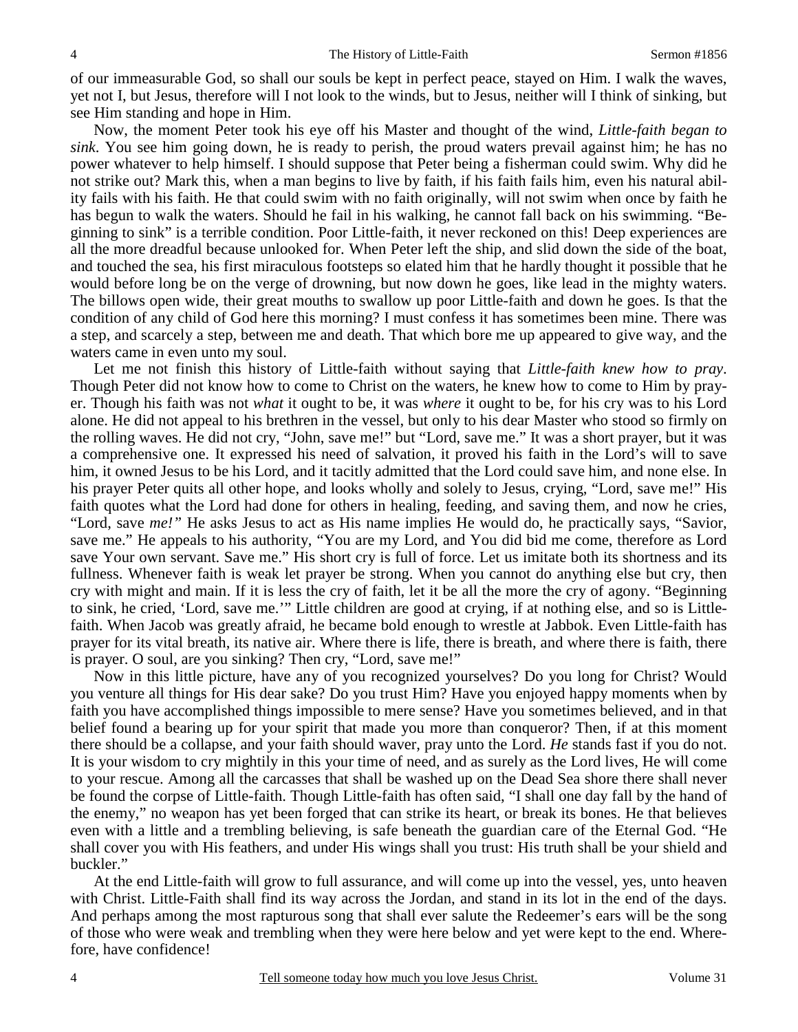of our immeasurable God, so shall our souls be kept in perfect peace, stayed on Him. I walk the waves, yet not I, but Jesus, therefore will I not look to the winds, but to Jesus, neither will I think of sinking, but see Him standing and hope in Him.

Now, the moment Peter took his eye off his Master and thought of the wind, *Little-faith began to sink*. You see him going down, he is ready to perish, the proud waters prevail against him; he has no power whatever to help himself. I should suppose that Peter being a fisherman could swim. Why did he not strike out? Mark this, when a man begins to live by faith, if his faith fails him, even his natural ability fails with his faith. He that could swim with no faith originally, will not swim when once by faith he has begun to walk the waters. Should he fail in his walking, he cannot fall back on his swimming. "Beginning to sink" is a terrible condition. Poor Little-faith, it never reckoned on this! Deep experiences are all the more dreadful because unlooked for. When Peter left the ship, and slid down the side of the boat, and touched the sea, his first miraculous footsteps so elated him that he hardly thought it possible that he would before long be on the verge of drowning, but now down he goes, like lead in the mighty waters. The billows open wide, their great mouths to swallow up poor Little-faith and down he goes. Is that the condition of any child of God here this morning? I must confess it has sometimes been mine. There was a step, and scarcely a step, between me and death. That which bore me up appeared to give way, and the waters came in even unto my soul.

Let me not finish this history of Little-faith without saying that *Little-faith knew how to pray*. Though Peter did not know how to come to Christ on the waters, he knew how to come to Him by prayer. Though his faith was not *what* it ought to be, it was *where* it ought to be, for his cry was to his Lord alone. He did not appeal to his brethren in the vessel, but only to his dear Master who stood so firmly on the rolling waves. He did not cry, "John, save me!" but "Lord, save me." It was a short prayer, but it was a comprehensive one. It expressed his need of salvation, it proved his faith in the Lord's will to save him, it owned Jesus to be his Lord, and it tacitly admitted that the Lord could save him, and none else. In his prayer Peter quits all other hope, and looks wholly and solely to Jesus, crying, "Lord, save me!" His faith quotes what the Lord had done for others in healing, feeding, and saving them, and now he cries, "Lord, save *me!"* He asks Jesus to act as His name implies He would do, he practically says, "Savior, save me." He appeals to his authority, "You are my Lord, and You did bid me come, therefore as Lord save Your own servant. Save me." His short cry is full of force. Let us imitate both its shortness and its fullness. Whenever faith is weak let prayer be strong. When you cannot do anything else but cry, then cry with might and main. If it is less the cry of faith, let it be all the more the cry of agony. "Beginning to sink, he cried, 'Lord, save me.'" Little children are good at crying, if at nothing else, and so is Little-faith. When Jacob was greatly afraid, he became bold enough to wrestle at Jabbok. Even Little-faith has prayer for its vital breath, its native air. Where there is life, there is breath, and where there is faith, there is prayer. O soul, are you sinking? Then cry, "Lord, save me!"

Now in this little picture, have any of you recognized yourselves? Do you long for Christ? Would you venture all things for His dear sake? Do you trust Him? Have you enjoyed happy moments when by faith you have accomplished things impossible to mere sense? Have you sometimes believed, and in that belief found a bearing up for your spirit that made you more than conqueror? Then, if at this moment there should be a collapse, and your faith should waver, pray unto the Lord. *He* stands fast if you do not. It is your wisdom to cry mightily in this your time of need, and as surely as the Lord lives, He will come to your rescue. Among all the carcasses that shall be washed up on the Dead Sea shore there shall never be found the corpse of Little-faith. Though Little-faith has often said, "I shall one day fall by the hand of the enemy," no weapon has yet been forged that can strike its heart, or break its bones. He that believes even with a little and a trembling believing, is safe beneath the guardian care of the Eternal God. "He shall cover you with His feathers, and under His wings shall you trust: His truth shall be your shield and buckler."

At the end Little-faith will grow to full assurance, and will come up into the vessel, yes, unto heaven with Christ. Little-Faith shall find its way across the Jordan, and stand in its lot in the end of the days. And perhaps among the most rapturous song that shall ever salute the Redeemer's ears will be the song of those who were weak and trembling when they were here below and yet were kept to the end. Wherefore, have confidence!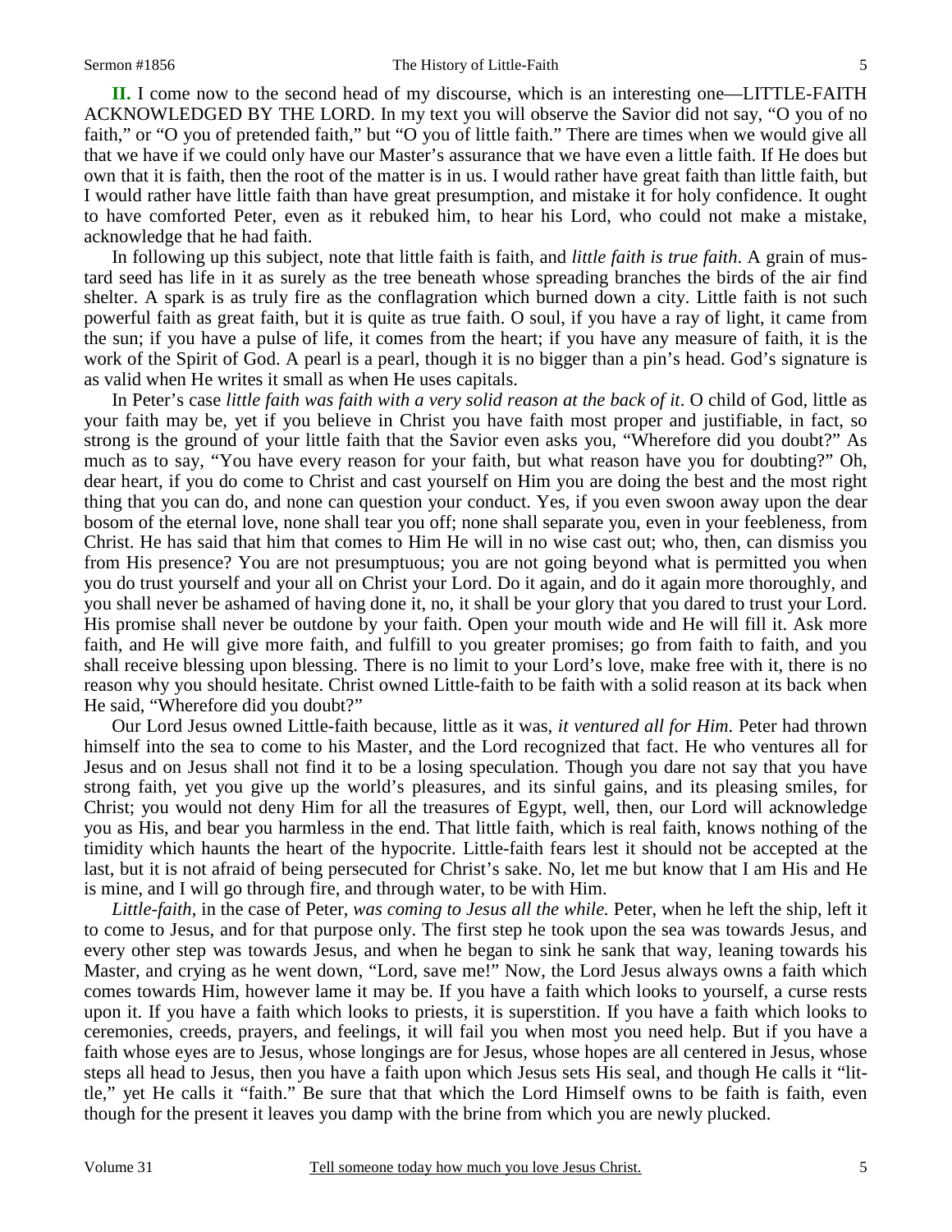**II.** I come now to the second head of my discourse, which is an interesting one—LITTLE-FAITH ACKNOWLEDGED BY THE LORD. In my text you will observe the Savior did not say, "O you of no faith," or "O you of pretended faith," but "O you of little faith." There are times when we would give all that we have if we could only have our Master's assurance that we have even a little faith. If He does but own that it is faith, then the root of the matter is in us. I would rather have great faith than little faith, but I would rather have little faith than have great presumption, and mistake it for holy confidence. It ought to have comforted Peter, even as it rebuked him, to hear his Lord, who could not make a mistake, acknowledge that he had faith.

In following up this subject, note that little faith is faith, and *little faith is true faith*. A grain of mustard seed has life in it as surely as the tree beneath whose spreading branches the birds of the air find shelter. A spark is as truly fire as the conflagration which burned down a city. Little faith is not such powerful faith as great faith, but it is quite as true faith. O soul, if you have a ray of light, it came from the sun; if you have a pulse of life, it comes from the heart; if you have any measure of faith, it is the work of the Spirit of God. A pearl is a pearl, though it is no bigger than a pin's head. God's signature is as valid when He writes it small as when He uses capitals.

In Peter's case *little faith was faith with a very solid reason at the back of it*. O child of God, little as your faith may be, yet if you believe in Christ you have faith most proper and justifiable, in fact, so strong is the ground of your little faith that the Savior even asks you, "Wherefore did you doubt?" As much as to say, "You have every reason for your faith, but what reason have you for doubting?" Oh, dear heart, if you do come to Christ and cast yourself on Him you are doing the best and the most right thing that you can do, and none can question your conduct. Yes, if you even swoon away upon the dear bosom of the eternal love, none shall tear you off; none shall separate you, even in your feebleness, from Christ. He has said that him that comes to Him He will in no wise cast out; who, then, can dismiss you from His presence? You are not presumptuous; you are not going beyond what is permitted you when you do trust yourself and your all on Christ your Lord. Do it again, and do it again more thoroughly, and you shall never be ashamed of having done it, no, it shall be your glory that you dared to trust your Lord. His promise shall never be outdone by your faith. Open your mouth wide and He will fill it. Ask more faith, and He will give more faith, and fulfill to you greater promises; go from faith to faith, and you shall receive blessing upon blessing. There is no limit to your Lord's love, make free with it, there is no reason why you should hesitate. Christ owned Little-faith to be faith with a solid reason at its back when He said, "Wherefore did you doubt?"

Our Lord Jesus owned Little-faith because, little as it was, *it ventured all for Him*. Peter had thrown himself into the sea to come to his Master, and the Lord recognized that fact. He who ventures all for Jesus and on Jesus shall not find it to be a losing speculation. Though you dare not say that you have strong faith, yet you give up the world's pleasures, and its sinful gains, and its pleasing smiles, for Christ; you would not deny Him for all the treasures of Egypt, well, then, our Lord will acknowledge you as His, and bear you harmless in the end. That little faith, which is real faith, knows nothing of the timidity which haunts the heart of the hypocrite. Little-faith fears lest it should not be accepted at the last, but it is not afraid of being persecuted for Christ's sake. No, let me but know that I am His and He is mine, and I will go through fire, and through water, to be with Him.

*Little-faith*, in the case of Peter, *was coming to Jesus all the while.* Peter, when he left the ship, left it to come to Jesus, and for that purpose only. The first step he took upon the sea was towards Jesus, and every other step was towards Jesus, and when he began to sink he sank that way, leaning towards his Master, and crying as he went down, "Lord, save me!" Now, the Lord Jesus always owns a faith which comes towards Him, however lame it may be. If you have a faith which looks to yourself, a curse rests upon it. If you have a faith which looks to priests, it is superstition. If you have a faith which looks to ceremonies, creeds, prayers, and feelings, it will fail you when most you need help. But if you have a faith whose eyes are to Jesus, whose longings are for Jesus, whose hopes are all centered in Jesus, whose steps all head to Jesus, then you have a faith upon which Jesus sets His seal, and though He calls it "little," yet He calls it "faith." Be sure that that which the Lord Himself owns to be faith is faith, even though for the present it leaves you damp with the brine from which you are newly plucked.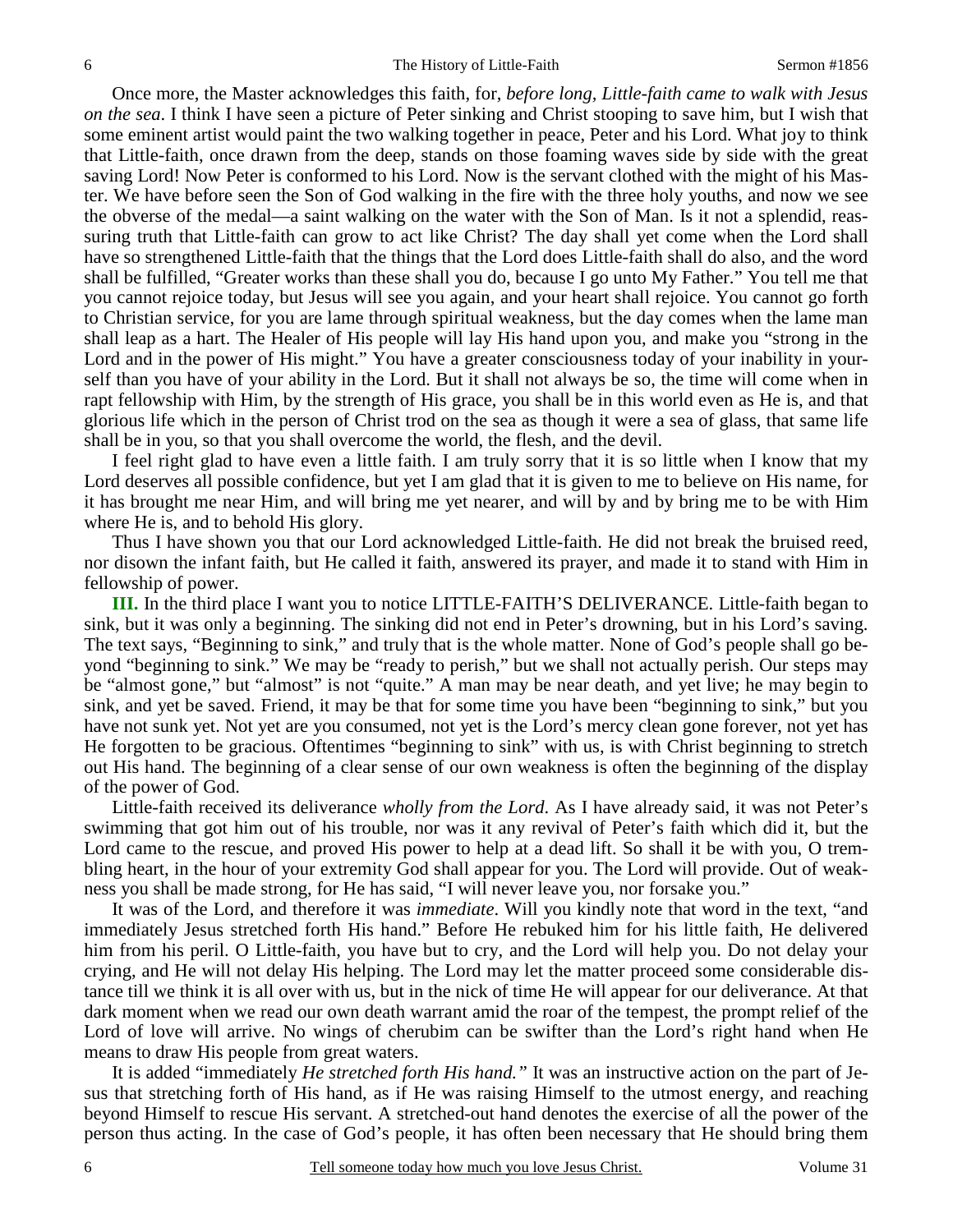Once more, the Master acknowledges this faith, for, *before long, Little-faith came to walk with Jesus on the sea*. I think I have seen a picture of Peter sinking and Christ stooping to save him, but I wish that some eminent artist would paint the two walking together in peace, Peter and his Lord. What joy to think that Little-faith, once drawn from the deep, stands on those foaming waves side by side with the great saving Lord! Now Peter is conformed to his Lord. Now is the servant clothed with the might of his Master. We have before seen the Son of God walking in the fire with the three holy youths, and now we see the obverse of the medal—a saint walking on the water with the Son of Man. Is it not a splendid, reassuring truth that Little-faith can grow to act like Christ? The day shall yet come when the Lord shall have so strengthened Little-faith that the things that the Lord does Little-faith shall do also, and the word shall be fulfilled, "Greater works than these shall you do, because I go unto My Father." You tell me that you cannot rejoice today, but Jesus will see you again, and your heart shall rejoice. You cannot go forth to Christian service, for you are lame through spiritual weakness, but the day comes when the lame man shall leap as a hart. The Healer of His people will lay His hand upon you, and make you "strong in the Lord and in the power of His might." You have a greater consciousness today of your inability in yourself than you have of your ability in the Lord. But it shall not always be so, the time will come when in rapt fellowship with Him, by the strength of His grace, you shall be in this world even as He is, and that glorious life which in the person of Christ trod on the sea as though it were a sea of glass, that same life shall be in you, so that you shall overcome the world, the flesh, and the devil.

I feel right glad to have even a little faith. I am truly sorry that it is so little when I know that my Lord deserves all possible confidence, but yet I am glad that it is given to me to believe on His name, for it has brought me near Him, and will bring me yet nearer, and will by and by bring me to be with Him where He is, and to behold His glory.

Thus I have shown you that our Lord acknowledged Little-faith. He did not break the bruised reed, nor disown the infant faith, but He called it faith, answered its prayer, and made it to stand with Him in fellowship of power.

**III.** In the third place I want you to notice LITTLE-FAITH'S DELIVERANCE. Little-faith began to sink, but it was only a beginning. The sinking did not end in Peter's drowning, but in his Lord's saving. The text says, "Beginning to sink," and truly that is the whole matter. None of God's people shall go beyond "beginning to sink." We may be "ready to perish," but we shall not actually perish. Our steps may be "almost gone," but "almost" is not "quite." A man may be near death, and yet live; he may begin to sink, and yet be saved. Friend, it may be that for some time you have been "beginning to sink," but you have not sunk yet. Not yet are you consumed, not yet is the Lord's mercy clean gone forever, not yet has He forgotten to be gracious. Oftentimes "beginning to sink" with us, is with Christ beginning to stretch out His hand. The beginning of a clear sense of our own weakness is often the beginning of the display of the power of God.

Little-faith received its deliverance *wholly from the Lord*. As I have already said, it was not Peter's swimming that got him out of his trouble, nor was it any revival of Peter's faith which did it, but the Lord came to the rescue, and proved His power to help at a dead lift. So shall it be with you, O trembling heart, in the hour of your extremity God shall appear for you. The Lord will provide. Out of weakness you shall be made strong, for He has said, "I will never leave you, nor forsake you."

It was of the Lord, and therefore it was *immediate*. Will you kindly note that word in the text, "and immediately Jesus stretched forth His hand." Before He rebuked him for his little faith, He delivered him from his peril. O Little-faith, you have but to cry, and the Lord will help you. Do not delay your crying, and He will not delay His helping. The Lord may let the matter proceed some considerable distance till we think it is all over with us, but in the nick of time He will appear for our deliverance. At that dark moment when we read our own death warrant amid the roar of the tempest, the prompt relief of the Lord of love will arrive. No wings of cherubim can be swifter than the Lord's right hand when He means to draw His people from great waters.

It is added "immediately *He stretched forth His hand."* It was an instructive action on the part of Jesus that stretching forth of His hand, as if He was raising Himself to the utmost energy, and reaching beyond Himself to rescue His servant. A stretched-out hand denotes the exercise of all the power of the person thus acting. In the case of God's people, it has often been necessary that He should bring them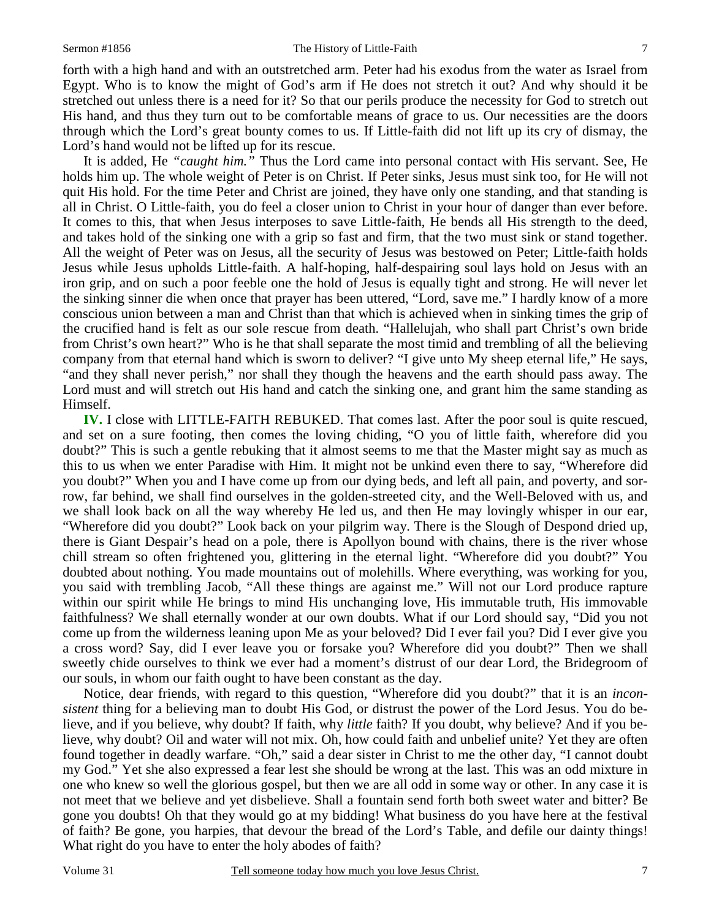forth with a high hand and with an outstretched arm. Peter had his exodus from the water as Israel from Egypt. Who is to know the might of God's arm if He does not stretch it out? And why should it be stretched out unless there is a need for it? So that our perils produce the necessity for God to stretch out His hand, and thus they turn out to be comfortable means of grace to us. Our necessities are the doors through which the Lord's great bounty comes to us. If Little-faith did not lift up its cry of dismay, the Lord's hand would not be lifted up for its rescue.

It is added, He *"caught him."* Thus the Lord came into personal contact with His servant. See, He holds him up. The whole weight of Peter is on Christ. If Peter sinks, Jesus must sink too, for He will not quit His hold. For the time Peter and Christ are joined, they have only one standing, and that standing is all in Christ. O Little-faith, you do feel a closer union to Christ in your hour of danger than ever before. It comes to this, that when Jesus interposes to save Little-faith, He bends all His strength to the deed, and takes hold of the sinking one with a grip so fast and firm, that the two must sink or stand together. All the weight of Peter was on Jesus, all the security of Jesus was bestowed on Peter; Little-faith holds Jesus while Jesus upholds Little-faith. A half-hoping, half-despairing soul lays hold on Jesus with an iron grip, and on such a poor feeble one the hold of Jesus is equally tight and strong. He will never let the sinking sinner die when once that prayer has been uttered, "Lord, save me." I hardly know of a more conscious union between a man and Christ than that which is achieved when in sinking times the grip of the crucified hand is felt as our sole rescue from death. "Hallelujah, who shall part Christ's own bride from Christ's own heart?" Who is he that shall separate the most timid and trembling of all the believing company from that eternal hand which is sworn to deliver? "I give unto My sheep eternal life," He says, "and they shall never perish," nor shall they though the heavens and the earth should pass away. The Lord must and will stretch out His hand and catch the sinking one, and grant him the same standing as Himself.

**IV.** I close with LITTLE-FAITH REBUKED. That comes last. After the poor soul is quite rescued, and set on a sure footing, then comes the loving chiding, "O you of little faith, wherefore did you doubt?" This is such a gentle rebuking that it almost seems to me that the Master might say as much as this to us when we enter Paradise with Him. It might not be unkind even there to say, "Wherefore did you doubt?" When you and I have come up from our dying beds, and left all pain, and poverty, and sorrow, far behind, we shall find ourselves in the golden-streeted city, and the Well-Beloved with us, and we shall look back on all the way whereby He led us, and then He may lovingly whisper in our ear, "Wherefore did you doubt?" Look back on your pilgrim way. There is the Slough of Despond dried up, there is Giant Despair's head on a pole, there is Apollyon bound with chains, there is the river whose chill stream so often frightened you, glittering in the eternal light. "Wherefore did you doubt?" You doubted about nothing. You made mountains out of molehills. Where everything, was working for you, you said with trembling Jacob, "All these things are against me." Will not our Lord produce rapture within our spirit while He brings to mind His unchanging love, His immutable truth, His immovable faithfulness? We shall eternally wonder at our own doubts. What if our Lord should say, "Did you not come up from the wilderness leaning upon Me as your beloved? Did I ever fail you? Did I ever give you a cross word? Say, did I ever leave you or forsake you? Wherefore did you doubt?" Then we shall sweetly chide ourselves to think we ever had a moment's distrust of our dear Lord, the Bridegroom of our souls, in whom our faith ought to have been constant as the day.

Notice, dear friends, with regard to this question, "Wherefore did you doubt?" that it is an *inconsistent* thing for a believing man to doubt His God, or distrust the power of the Lord Jesus. You do believe, and if you believe, why doubt? If faith, why *little* faith? If you doubt, why believe? And if you believe, why doubt? Oil and water will not mix. Oh, how could faith and unbelief unite? Yet they are often found together in deadly warfare. "Oh," said a dear sister in Christ to me the other day, "I cannot doubt my God." Yet she also expressed a fear lest she should be wrong at the last. This was an odd mixture in one who knew so well the glorious gospel, but then we are all odd in some way or other. In any case it is not meet that we believe and yet disbelieve. Shall a fountain send forth both sweet water and bitter? Be gone you doubts! Oh that they would go at my bidding! What business do you have here at the festival of faith? Be gone, you harpies, that devour the bread of the Lord's Table, and defile our dainty things! What right do you have to enter the holy abodes of faith?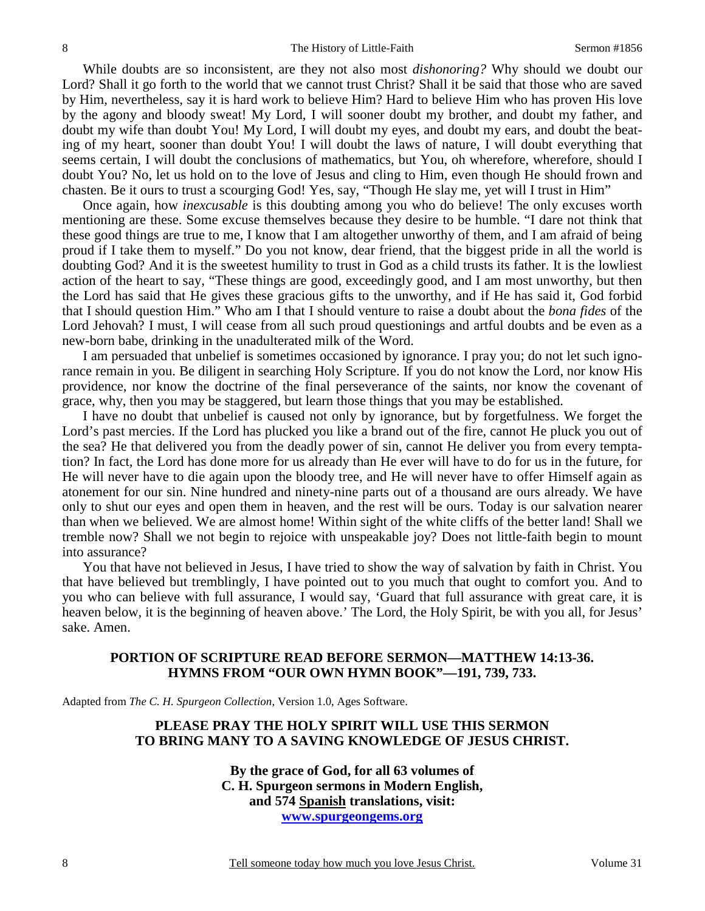While doubts are so inconsistent, are they not also most *dishonoring?* Why should we doubt our Lord? Shall it go forth to the world that we cannot trust Christ? Shall it be said that those who are saved by Him, nevertheless, say it is hard work to believe Him? Hard to believe Him who has proven His love by the agony and bloody sweat! My Lord, I will sooner doubt my brother, and doubt my father, and doubt my wife than doubt You! My Lord, I will doubt my eyes, and doubt my ears, and doubt the beating of my heart, sooner than doubt You! I will doubt the laws of nature, I will doubt everything that seems certain, I will doubt the conclusions of mathematics, but You, oh wherefore, wherefore, should I doubt You? No, let us hold on to the love of Jesus and cling to Him, even though He should frown and chasten. Be it ours to trust a scourging God! Yes, say, "Though He slay me, yet will I trust in Him"

Once again, how *inexcusable* is this doubting among you who do believe! The only excuses worth mentioning are these. Some excuse themselves because they desire to be humble. "I dare not think that these good things are true to me, I know that I am altogether unworthy of them, and I am afraid of being proud if I take them to myself." Do you not know, dear friend, that the biggest pride in all the world is doubting God? And it is the sweetest humility to trust in God as a child trusts its father. It is the lowliest action of the heart to say, "These things are good, exceedingly good, and I am most unworthy, but then the Lord has said that He gives these gracious gifts to the unworthy, and if He has said it, God forbid that I should question Him." Who am I that I should venture to raise a doubt about the *bona fides* of the Lord Jehovah? I must, I will cease from all such proud questionings and artful doubts and be even as a new-born babe, drinking in the unadulterated milk of the Word.

I am persuaded that unbelief is sometimes occasioned by ignorance. I pray you; do not let such ignorance remain in you. Be diligent in searching Holy Scripture. If you do not know the Lord, nor know His providence, nor know the doctrine of the final perseverance of the saints, nor know the covenant of grace, why, then you may be staggered, but learn those things that you may be established.

I have no doubt that unbelief is caused not only by ignorance, but by forgetfulness. We forget the Lord's past mercies. If the Lord has plucked you like a brand out of the fire, cannot He pluck you out of the sea? He that delivered you from the deadly power of sin, cannot He deliver you from every temptation? In fact, the Lord has done more for us already than He ever will have to do for us in the future, for He will never have to die again upon the bloody tree, and He will never have to offer Himself again as atonement for our sin. Nine hundred and ninety-nine parts out of a thousand are ours already. We have only to shut our eyes and open them in heaven, and the rest will be ours. Today is our salvation nearer than when we believed. We are almost home! Within sight of the white cliffs of the better land! Shall we tremble now? Shall we not begin to rejoice with unspeakable joy? Does not little-faith begin to mount into assurance?

You that have not believed in Jesus, I have tried to show the way of salvation by faith in Christ. You that have believed but tremblingly, I have pointed out to you much that ought to comfort you. And to you who can believe with full assurance, I would say, 'Guard that full assurance with great care, it is heaven below, it is the beginning of heaven above.' The Lord, the Holy Spirit, be with you all, for Jesus' sake. Amen.

**PORTION OF SCRIPTURE READ BEFORE SERMON—MATTHEW 14:13-36.**
**HYMNS FROM "OUR OWN HYMN BOOK"—191, 739, 733.**

Adapted from *The C. H. Spurgeon Collection*, Version 1.0, Ages Software.

**PLEASE PRAY THE HOLY SPIRIT WILL USE THIS SERMON TO BRING MANY TO A SAVING KNOWLEDGE OF JESUS CHRIST.**

**By the grace of God, for all 63 volumes of C. H. Spurgeon sermons in Modern English, and 574 Spanish translations, visit: www.spurgeongems.org**